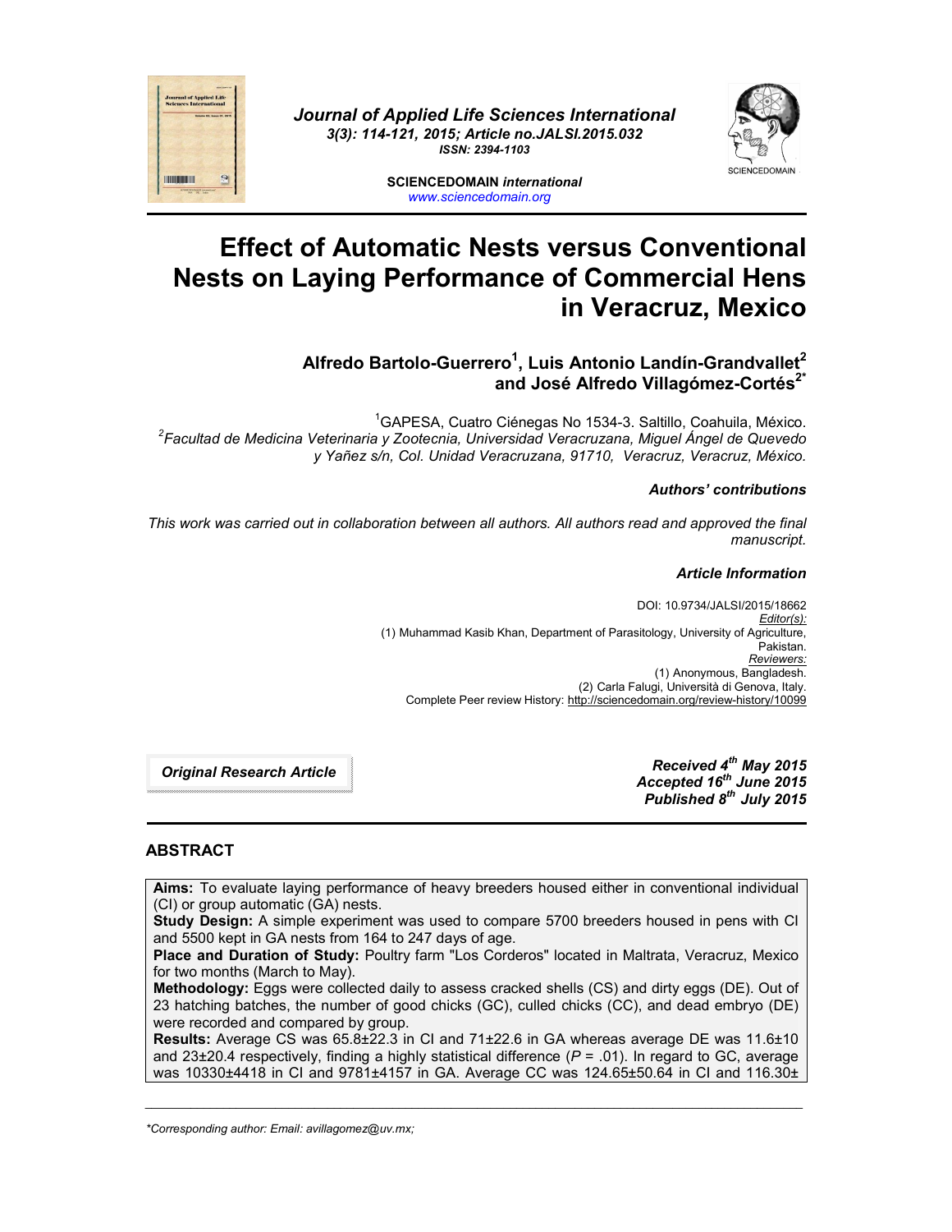Journal of Applied Life Sciences International
3(3): 114-121, 2015; Article no.JALSI.2015.032
ISSN: 2394-1103

SCIENCEDOMAIN *international*
www.sciencedomain.org

# Effect of Automatic Nests versus Conventional Nests on Laying Performance of Commercial Hens in Veracruz, Mexico

**Alfredo Bartolo-Guerrero[1], Luis Antonio Landín-Grandvallet[2] and José Alfredo Villagómez-Cortés[2*]**

[1]GAPESA, Cuatro Ciénegas No 1534-3. Saltillo, Coahuila, México.
[2]*Facultad de Medicina Veterinaria y Zootecnia, Universidad Veracruzana, Miguel Ángel de Quevedo y Yañez s/n, Col. Unidad Veracruzana, 91710, Veracruz, Veracruz, México.*

***Authors' contributions***

*This work was carried out in collaboration between all authors. All authors read and approved the final manuscript.*

***Article Information***

DOI: 10.9734/JALSI/2015/18662
*Editor(s):*
(1) Muhammad Kasib Khan, Department of Parasitology, University of Agriculture, Pakistan.
*Reviewers:*
(1) Anonymous, Bangladesh.
(2) Carla Falugi, Università di Genova, Italy.
Complete Peer review History: http://sciencedomain.org/review-history/10099

***Original Research Article***

***Received 4th May 2015***
***Accepted 16th June 2015***
***Published 8th July 2015***

## ABSTRACT

**Aims:** To evaluate laying performance of heavy breeders housed either in conventional individual (CI) or group automatic (GA) nests.

**Study Design:** A simple experiment was used to compare 5700 breeders housed in pens with CI and 5500 kept in GA nests from 164 to 247 days of age.

**Place and Duration of Study:** Poultry farm "Los Corderos" located in Maltrata, Veracruz, Mexico for two months (March to May).

**Methodology:** Eggs were collected daily to assess cracked shells (CS) and dirty eggs (DE). Out of 23 hatching batches, the number of good chicks (GC), culled chicks (CC), and dead embryo (DE) were recorded and compared by group.

**Results:** Average CS was 65.8±22.3 in CI and 71±22.6 in GA whereas average DE was 11.6±10 and 23±20.4 respectively, finding a highly statistical difference ($P$ = .01). In regard to GC, average was 10330±4418 in CI and 9781±4157 in GA. Average CC was 124.65±50.64 in CI and 116.30±

*Corresponding author: Email: avillagomez@uv.mx;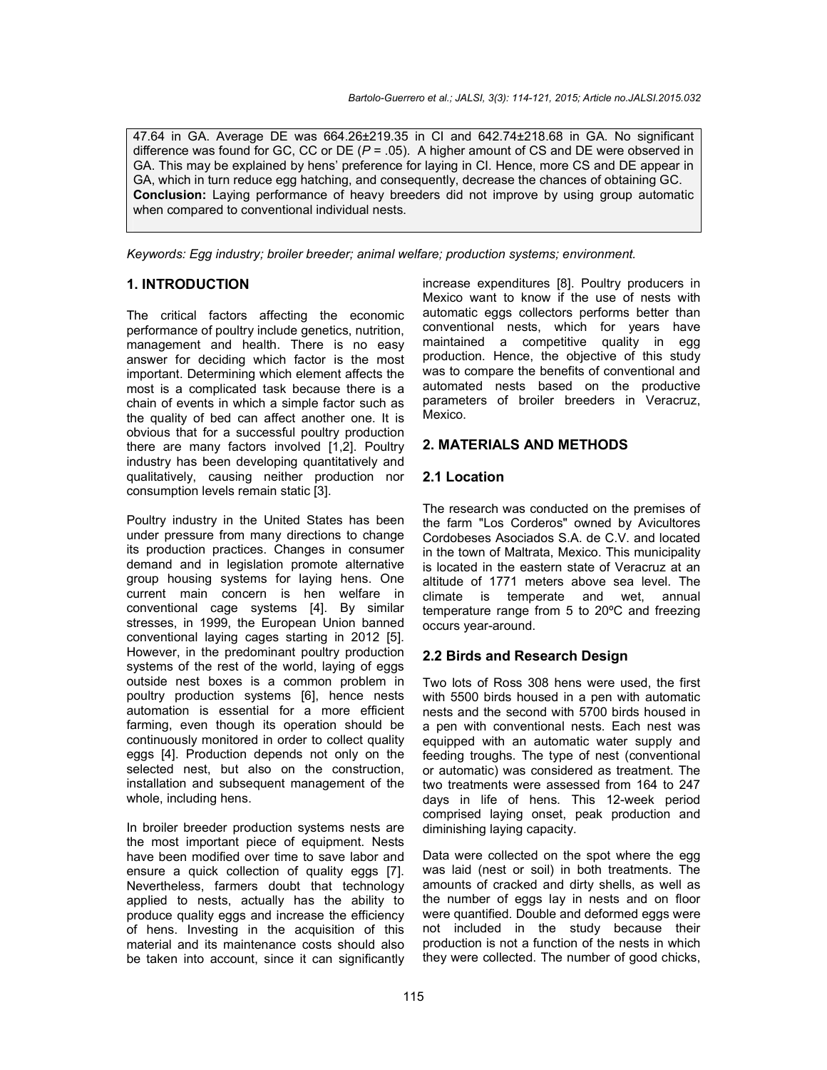47.64 in GA. Average DE was 664.26±219.35 in CI and 642.74±218.68 in GA. No significant difference was found for GC, CC or DE ($P$ = .05). A higher amount of CS and DE were observed in GA. This may be explained by hens' preference for laying in CI. Hence, more CS and DE appear in GA, which in turn reduce egg hatching, and consequently, decrease the chances of obtaining GC.
**Conclusion:** Laying performance of heavy breeders did not improve by using group automatic when compared to conventional individual nests.

*Keywords: Egg industry; broiler breeder; animal welfare; production systems; environment.*

## 1. INTRODUCTION

The critical factors affecting the economic performance of poultry include genetics, nutrition, management and health. There is no easy answer for deciding which factor is the most important. Determining which element affects the most is a complicated task because there is a chain of events in which a simple factor such as the quality of bed can affect another one. It is obvious that for a successful poultry production there are many factors involved [1,2]. Poultry industry has been developing quantitatively and qualitatively, causing neither production nor consumption levels remain static [3].

Poultry industry in the United States has been under pressure from many directions to change its production practices. Changes in consumer demand and in legislation promote alternative group housing systems for laying hens. One current main concern is hen welfare in conventional cage systems [4]. By similar stresses, in 1999, the European Union banned conventional laying cages starting in 2012 [5]. However, in the predominant poultry production systems of the rest of the world, laying of eggs outside nest boxes is a common problem in poultry production systems [6], hence nests automation is essential for a more efficient farming, even though its operation should be continuously monitored in order to collect quality eggs [4]. Production depends not only on the selected nest, but also on the construction, installation and subsequent management of the whole, including hens.

In broiler breeder production systems nests are the most important piece of equipment. Nests have been modified over time to save labor and ensure a quick collection of quality eggs [7]. Nevertheless, farmers doubt that technology applied to nests, actually has the ability to produce quality eggs and increase the efficiency of hens. Investing in the acquisition of this material and its maintenance costs should also be taken into account, since it can significantly increase expenditures [8]. Poultry producers in Mexico want to know if the use of nests with automatic eggs collectors performs better than conventional nests, which for years have maintained a competitive quality in egg production. Hence, the objective of this study was to compare the benefits of conventional and automated nests based on the productive parameters of broiler breeders in Veracruz, Mexico.

## 2. MATERIALS AND METHODS

### 2.1 Location

The research was conducted on the premises of the farm "Los Corderos" owned by Avicultores Cordobeses Asociados S.A. de C.V. and located in the town of Maltrata, Mexico. This municipality is located in the eastern state of Veracruz at an altitude of 1771 meters above sea level. The climate is temperate and wet, annual temperature range from 5 to 20ºC and freezing occurs year-around.

### 2.2 Birds and Research Design

Two lots of Ross 308 hens were used, the first with 5500 birds housed in a pen with automatic nests and the second with 5700 birds housed in a pen with conventional nests. Each nest was equipped with an automatic water supply and feeding troughs. The type of nest (conventional or automatic) was considered as treatment. The two treatments were assessed from 164 to 247 days in life of hens. This 12-week period comprised laying onset, peak production and diminishing laying capacity.

Data were collected on the spot where the egg was laid (nest or soil) in both treatments. The amounts of cracked and dirty shells, as well as the number of eggs lay in nests and on floor were quantified. Double and deformed eggs were not included in the study because their production is not a function of the nests in which they were collected. The number of good chicks,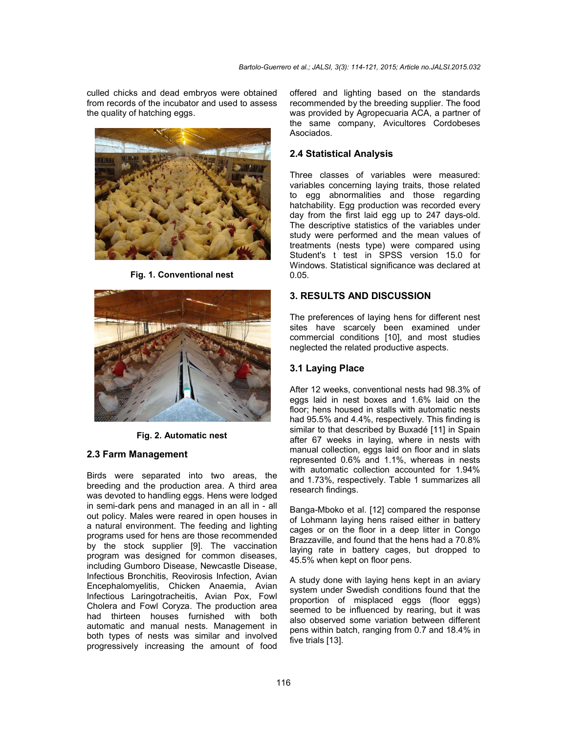culled chicks and dead embryos were obtained from records of the incubator and used to assess the quality of hatching eggs.

**Fig. 1. Conventional nest**

**Fig. 2. Automatic nest**

### 2.3 Farm Management

Birds were separated into two areas, the breeding and the production area. A third area was devoted to handling eggs. Hens were lodged in semi-dark pens and managed in an all in - all out policy. Males were reared in open houses in a natural environment. The feeding and lighting programs used for hens are those recommended by the stock supplier [9]. The vaccination program was designed for common diseases, including Gumboro Disease, Newcastle Disease, Infectious Bronchitis, Reovirosis Infection, Avian Encephalomyelitis, Chicken Anaemia, Avian Infectious Laringotracheitis, Avian Pox, Fowl Cholera and Fowl Coryza. The production area had thirteen houses furnished with both automatic and manual nests. Management in both types of nests was similar and involved progressively increasing the amount of food offered and lighting based on the standards recommended by the breeding supplier. The food was provided by Agropecuaria ACA, a partner of the same company, Avicultores Cordobeses Asociados.

### 2.4 Statistical Analysis

Three classes of variables were measured: variables concerning laying traits, those related to egg abnormalities and those regarding hatchability. Egg production was recorded every day from the first laid egg up to 247 days-old. The descriptive statistics of the variables under study were performed and the mean values of treatments (nests type) were compared using Student's t test in SPSS version 15.0 for Windows. Statistical significance was declared at 0.05.

## 3. RESULTS AND DISCUSSION

The preferences of laying hens for different nest sites have scarcely been examined under commercial conditions [10], and most studies neglected the related productive aspects.

### 3.1 Laying Place

After 12 weeks, conventional nests had 98.3% of eggs laid in nest boxes and 1.6% laid on the floor; hens housed in stalls with automatic nests had 95.5% and 4.4%, respectively. This finding is similar to that described by Buxadé [11] in Spain after 67 weeks in laying, where in nests with manual collection, eggs laid on floor and in slats represented 0.6% and 1.1%, whereas in nests with automatic collection accounted for 1.94% and 1.73%, respectively. Table 1 summarizes all research findings.

Banga-Mboko et al. [12] compared the response of Lohmann laying hens raised either in battery cages or on the floor in a deep litter in Congo Brazzaville, and found that the hens had a 70.8% laying rate in battery cages, but dropped to 45.5% when kept on floor pens.

A study done with laying hens kept in an aviary system under Swedish conditions found that the proportion of misplaced eggs (floor eggs) seemed to be influenced by rearing, but it was also observed some variation between different pens within batch, ranging from 0.7 and 18.4% in five trials [13].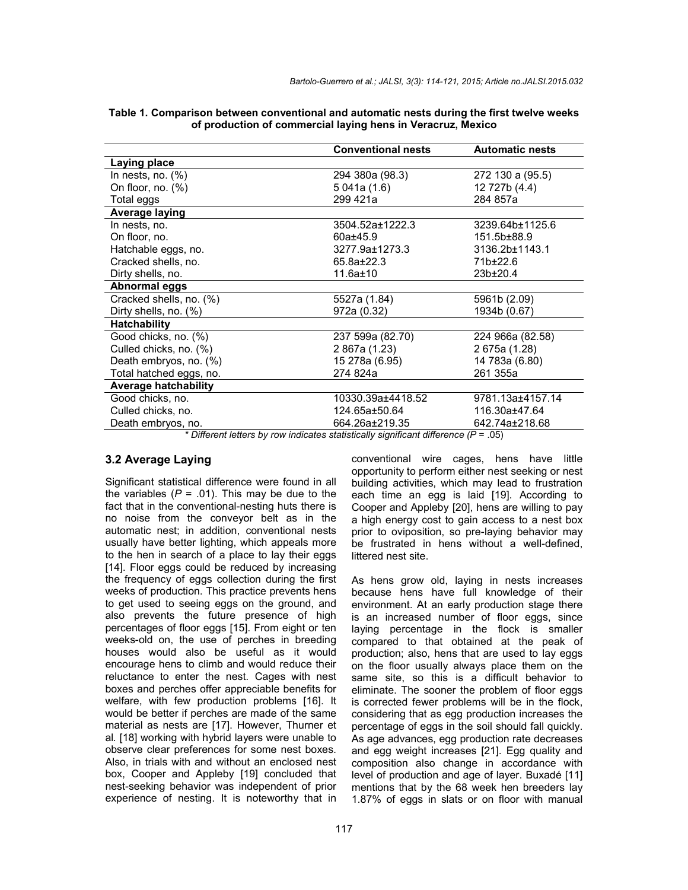**Table 1. Comparison between conventional and automatic nests during the first twelve weeks of production of commercial laying hens in Veracruz, Mexico**

| | Conventional nests | Automatic nests |
|---|---|---|
| **Laying place** | | |
| In nests, no. (%) | 294 380a (98.3) | 272 130 a (95.5) |
| On floor, no. (%) | 5 041a (1.6) | 12 727b (4.4) |
| Total eggs | 299 421a | 284 857a |
| **Average laying** | | |
| In nests, no. | 3504.52a±1222.3 | 3239.64b±1125.6 |
| On floor, no. | 60a±45.9 | 151.5b±88.9 |
| Hatchable eggs, no. | 3277.9a±1273.3 | 3136.2b±1143.1 |
| Cracked shells, no. | 65.8a±22.3 | 71b±22.6 |
| Dirty shells, no. | 11.6a±10 | 23b±20.4 |
| **Abnormal eggs** | | |
| Cracked shells, no. (%) | 5527a (1.84) | 5961b (2.09) |
| Dirty shells, no. (%) | 972a (0.32) | 1934b (0.67) |
| **Hatchability** | | |
| Good chicks, no. (%) | 237 599a (82.70) | 224 966a (82.58) |
| Culled chicks, no. (%) | 2 867a (1.23) | 2 675a (1.28) |
| Death embryos, no. (%) | 15 278a (6.95) | 14 783a (6.80) |
| Total hatched eggs, no. | 274 824a | 261 355a |
| **Average hatchability** | | |
| Good chicks, no. | 10330.39a±4418.52 | 9781.13a±4157.14 |
| Culled chicks, no. | 124.65a±50.64 | 116.30a±47.64 |
| Death embryos, no. | 664.26a±219.35 | 642.74a±218.68 |

*\* Different letters by row indicates statistically significant difference ($P$ = .05)*

### 3.2 Average Laying

Significant statistical difference were found in all the variables ($P$ = .01). This may be due to the fact that in the conventional-nesting huts there is no noise from the conveyor belt as in the automatic nest; in addition, conventional nests usually have better lighting, which appeals more to the hen in search of a place to lay their eggs [14]. Floor eggs could be reduced by increasing the frequency of eggs collection during the first weeks of production. This practice prevents hens to get used to seeing eggs on the ground, and also prevents the future presence of high percentages of floor eggs [15]. From eight or ten weeks-old on, the use of perches in breeding houses would also be useful as it would encourage hens to climb and would reduce their reluctance to enter the nest. Cages with nest boxes and perches offer appreciable benefits for welfare, with few production problems [16]. It would be better if perches are made of the same material as nests are [17]. However, Thurner et al. [18] working with hybrid layers were unable to observe clear preferences for some nest boxes. Also, in trials with and without an enclosed nest box, Cooper and Appleby [19] concluded that nest-seeking behavior was independent of prior experience of nesting. It is noteworthy that in conventional wire cages, hens have little opportunity to perform either nest seeking or nest building activities, which may lead to frustration each time an egg is laid [19]. According to Cooper and Appleby [20], hens are willing to pay a high energy cost to gain access to a nest box prior to oviposition, so pre-laying behavior may be frustrated in hens without a well-defined, littered nest site.

As hens grow old, laying in nests increases because hens have full knowledge of their environment. At an early production stage there is an increased number of floor eggs, since laying percentage in the flock is smaller compared to that obtained at the peak of production; also, hens that are used to lay eggs on the floor usually always place them on the same site, so this is a difficult behavior to eliminate. The sooner the problem of floor eggs is corrected fewer problems will be in the flock, considering that as egg production increases the percentage of eggs in the soil should fall quickly. As age advances, egg production rate decreases and egg weight increases [21]. Egg quality and composition also change in accordance with level of production and age of layer. Buxadé [11] mentions that by the 68 week hen breeders lay 1.87% of eggs in slats or on floor with manual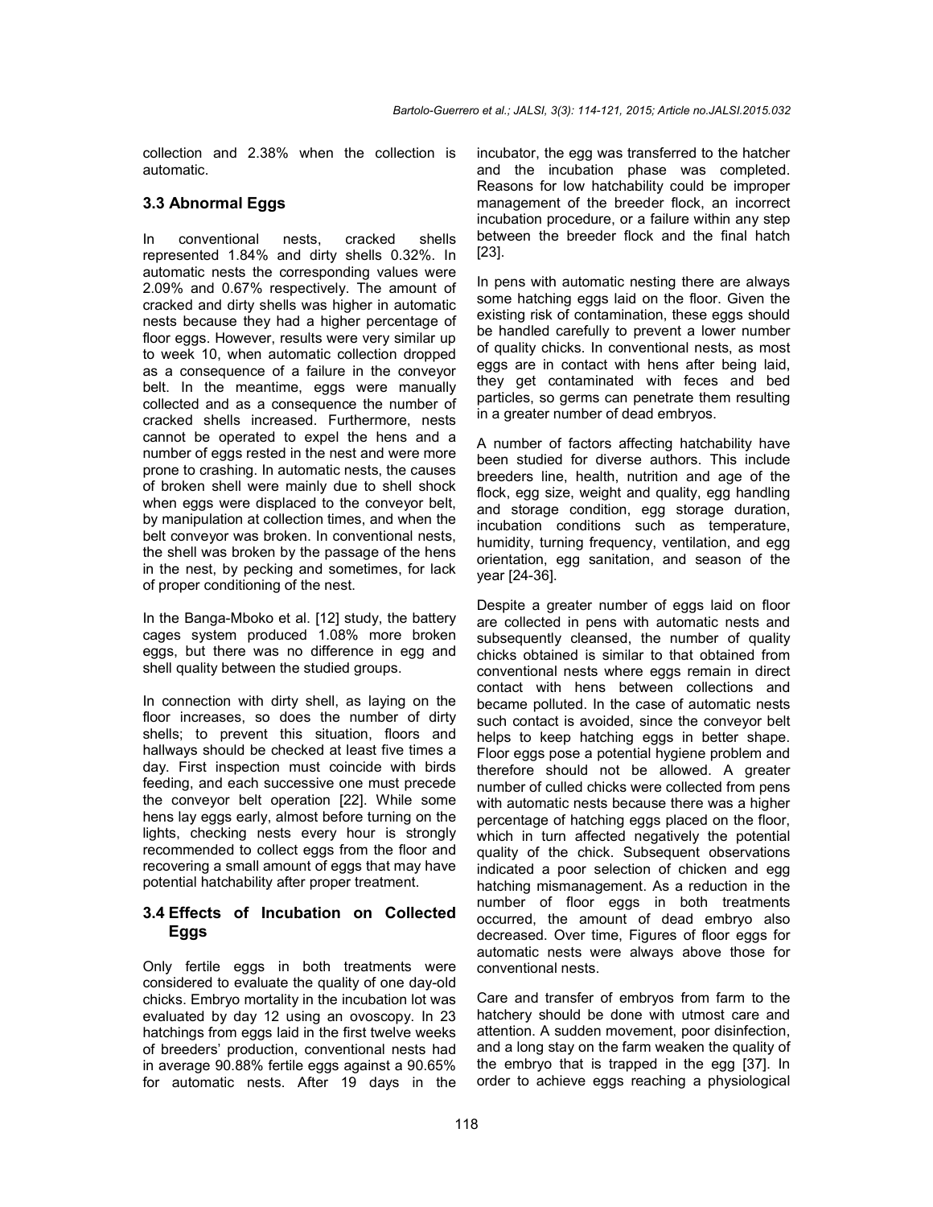collection and 2.38% when the collection is automatic.

## 3.3 Abnormal Eggs

In conventional nests, cracked shells represented 1.84% and dirty shells 0.32%. In automatic nests the corresponding values were 2.09% and 0.67% respectively. The amount of cracked and dirty shells was higher in automatic nests because they had a higher percentage of floor eggs. However, results were very similar up to week 10, when automatic collection dropped as a consequence of a failure in the conveyor belt. In the meantime, eggs were manually collected and as a consequence the number of cracked shells increased. Furthermore, nests cannot be operated to expel the hens and a number of eggs rested in the nest and were more prone to crashing. In automatic nests, the causes of broken shell were mainly due to shell shock when eggs were displaced to the conveyor belt, by manipulation at collection times, and when the belt conveyor was broken. In conventional nests, the shell was broken by the passage of the hens in the nest, by pecking and sometimes, for lack of proper conditioning of the nest.

In the Banga-Mboko et al. [12] study, the battery cages system produced 1.08% more broken eggs, but there was no difference in egg and shell quality between the studied groups.

In connection with dirty shell, as laying on the floor increases, so does the number of dirty shells; to prevent this situation, floors and hallways should be checked at least five times a day. First inspection must coincide with birds feeding, and each successive one must precede the conveyor belt operation [22]. While some hens lay eggs early, almost before turning on the lights, checking nests every hour is strongly recommended to collect eggs from the floor and recovering a small amount of eggs that may have potential hatchability after proper treatment.

## 3.4 Effects of Incubation on Collected Eggs

Only fertile eggs in both treatments were considered to evaluate the quality of one day-old chicks. Embryo mortality in the incubation lot was evaluated by day 12 using an ovoscopy. In 23 hatchings from eggs laid in the first twelve weeks of breeders' production, conventional nests had in average 90.88% fertile eggs against a 90.65% for automatic nests. After 19 days in the incubator, the egg was transferred to the hatcher and the incubation phase was completed. Reasons for low hatchability could be improper management of the breeder flock, an incorrect incubation procedure, or a failure within any step between the breeder flock and the final hatch [23].

In pens with automatic nesting there are always some hatching eggs laid on the floor. Given the existing risk of contamination, these eggs should be handled carefully to prevent a lower number of quality chicks. In conventional nests, as most eggs are in contact with hens after being laid, they get contaminated with feces and bed particles, so germs can penetrate them resulting in a greater number of dead embryos.

A number of factors affecting hatchability have been studied for diverse authors. This include breeders line, health, nutrition and age of the flock, egg size, weight and quality, egg handling and storage condition, egg storage duration, incubation conditions such as temperature, humidity, turning frequency, ventilation, and egg orientation, egg sanitation, and season of the year [24-36].

Despite a greater number of eggs laid on floor are collected in pens with automatic nests and subsequently cleansed, the number of quality chicks obtained is similar to that obtained from conventional nests where eggs remain in direct contact with hens between collections and became polluted. In the case of automatic nests such contact is avoided, since the conveyor belt helps to keep hatching eggs in better shape. Floor eggs pose a potential hygiene problem and therefore should not be allowed. A greater number of culled chicks were collected from pens with automatic nests because there was a higher percentage of hatching eggs placed on the floor, which in turn affected negatively the potential quality of the chick. Subsequent observations indicated a poor selection of chicken and egg hatching mismanagement. As a reduction in the number of floor eggs in both treatments occurred, the amount of dead embryo also decreased. Over time, Figures of floor eggs for automatic nests were always above those for conventional nests.

Care and transfer of embryos from farm to the hatchery should be done with utmost care and attention. A sudden movement, poor disinfection, and a long stay on the farm weaken the quality of the embryo that is trapped in the egg [37]. In order to achieve eggs reaching a physiological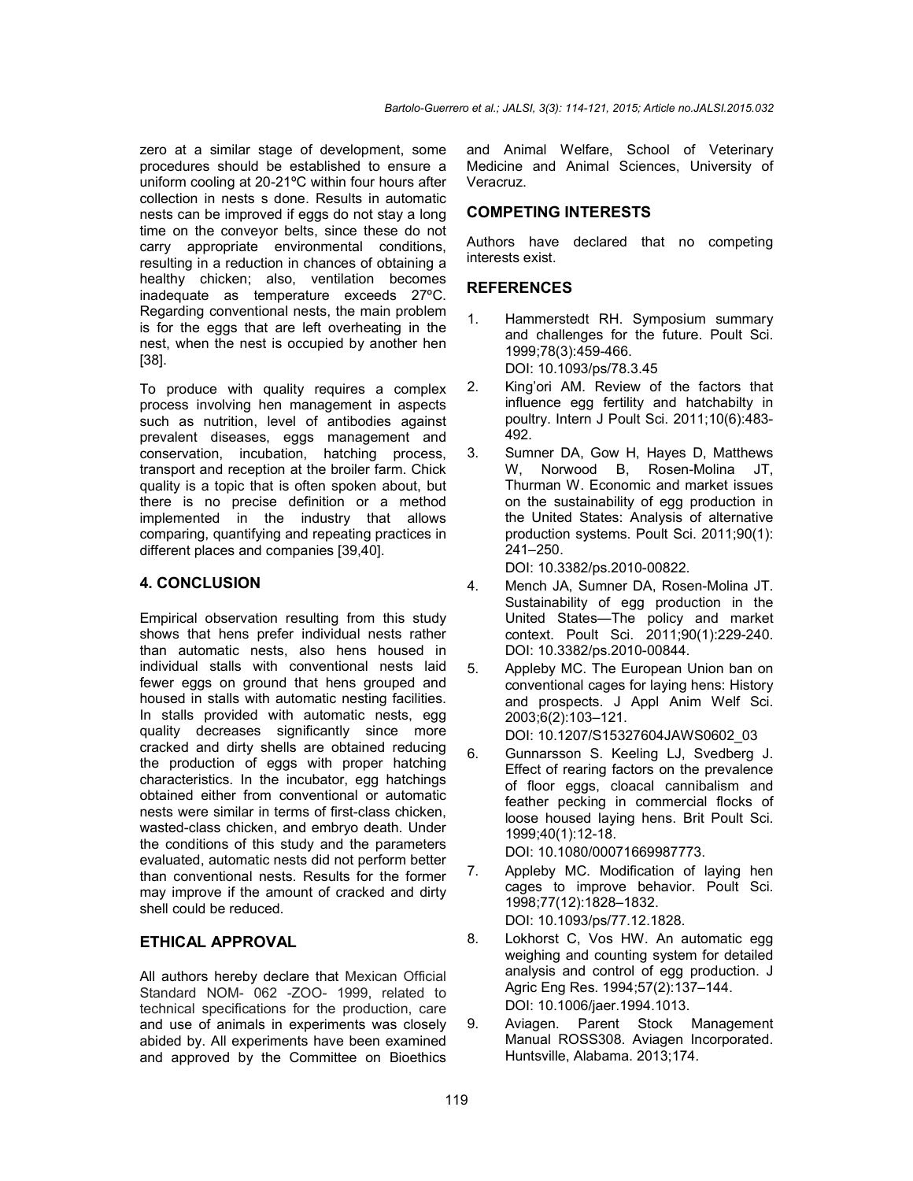zero at a similar stage of development, some procedures should be established to ensure a uniform cooling at 20-21ºC within four hours after collection in nests s done. Results in automatic nests can be improved if eggs do not stay a long time on the conveyor belts, since these do not carry appropriate environmental conditions, resulting in a reduction in chances of obtaining a healthy chicken; also, ventilation becomes inadequate as temperature exceeds 27ºC. Regarding conventional nests, the main problem is for the eggs that are left overheating in the nest, when the nest is occupied by another hen [38].

To produce with quality requires a complex process involving hen management in aspects such as nutrition, level of antibodies against prevalent diseases, eggs management and conservation, incubation, hatching process, transport and reception at the broiler farm. Chick quality is a topic that is often spoken about, but there is no precise definition or a method implemented in the industry that allows comparing, quantifying and repeating practices in different places and companies [39,40].

## 4. CONCLUSION

Empirical observation resulting from this study shows that hens prefer individual nests rather than automatic nests, also hens housed in individual stalls with conventional nests laid fewer eggs on ground that hens grouped and housed in stalls with automatic nesting facilities. In stalls provided with automatic nests, egg quality decreases significantly since more cracked and dirty shells are obtained reducing the production of eggs with proper hatching characteristics. In the incubator, egg hatchings obtained either from conventional or automatic nests were similar in terms of first-class chicken, wasted-class chicken, and embryo death. Under the conditions of this study and the parameters evaluated, automatic nests did not perform better than conventional nests. Results for the former may improve if the amount of cracked and dirty shell could be reduced.

## ETHICAL APPROVAL

All authors hereby declare that Mexican Official Standard NOM- 062 -ZOO- 1999, related to technical specifications for the production, care and use of animals in experiments was closely abided by. All experiments have been examined and approved by the Committee on Bioethics and Animal Welfare, School of Veterinary Medicine and Animal Sciences, University of Veracruz.

## COMPETING INTERESTS

Authors have declared that no competing interests exist.

## REFERENCES

1. Hammerstedt RH. Symposium summary and challenges for the future. Poult Sci. 1999;78(3):459-466. DOI: 10.1093/ps/78.3.45
2. King'ori AM. Review of the factors that influence egg fertility and hatchabilty in poultry. Intern J Poult Sci. 2011;10(6):483-492.
3. Sumner DA, Gow H, Hayes D, Matthews W, Norwood B, Rosen-Molina JT, Thurman W. Economic and market issues on the sustainability of egg production in the United States: Analysis of alternative production systems. Poult Sci. 2011;90(1): 241–250. DOI: 10.3382/ps.2010-00822.
4. Mench JA, Sumner DA, Rosen-Molina JT. Sustainability of egg production in the United States—The policy and market context. Poult Sci. 2011;90(1):229-240. DOI: 10.3382/ps.2010-00844.
5. Appleby MC. The European Union ban on conventional cages for laying hens: History and prospects. J Appl Anim Welf Sci. 2003;6(2):103–121. DOI: 10.1207/S15327604JAWS0602_03
6. Gunnarsson S. Keeling LJ, Svedberg J. Effect of rearing factors on the prevalence of floor eggs, cloacal cannibalism and feather pecking in commercial flocks of loose housed laying hens. Brit Poult Sci. 1999;40(1):12-18. DOI: 10.1080/00071669987773.
7. Appleby MC. Modification of laying hen cages to improve behavior. Poult Sci. 1998;77(12):1828–1832. DOI: 10.1093/ps/77.12.1828.
8. Lokhorst C, Vos HW. An automatic egg weighing and counting system for detailed analysis and control of egg production. J Agric Eng Res. 1994;57(2):137–144. DOI: 10.1006/jaer.1994.1013.
9. Aviagen. Parent Stock Management Manual ROSS308. Aviagen Incorporated. Huntsville, Alabama. 2013;174.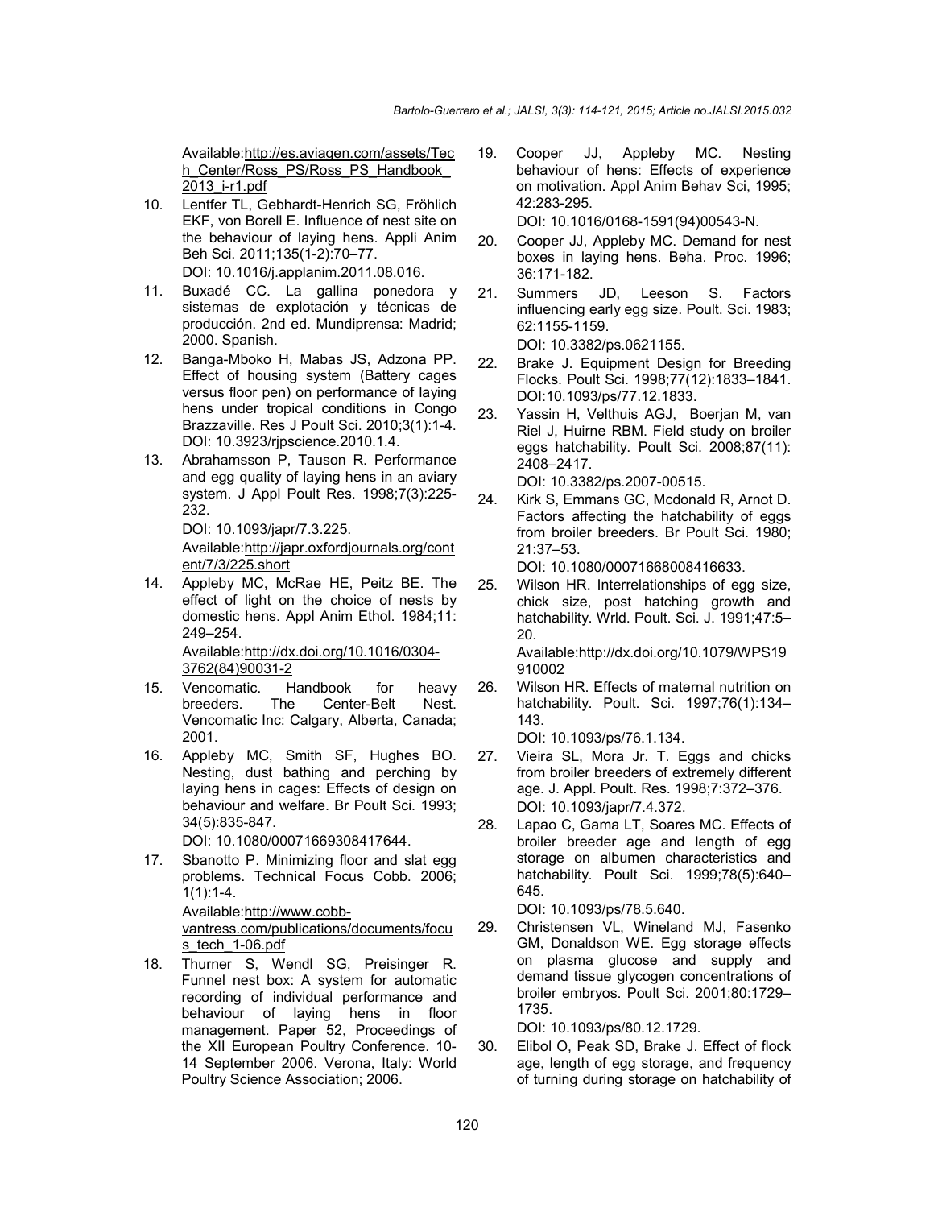Available:http://es.aviagen.com/assets/Tech_Center/Ross_PS/Ross_PS_Handbook_2013_i-r1.pdf

10. Lentfer TL, Gebhardt-Henrich SG, Fröhlich EKF, von Borell E. Influence of nest site on the behaviour of laying hens. Appli Anim Beh Sci. 2011;135(1-2):70–77. DOI: 10.1016/j.applanim.2011.08.016.
11. Buxadé CC. La gallina ponedora y sistemas de explotación y técnicas de producción. 2nd ed. Mundiprensa: Madrid; 2000. Spanish.
12. Banga-Mboko H, Mabas JS, Adzona PP. Effect of housing system (Battery cages versus floor pen) on performance of laying hens under tropical conditions in Congo Brazzaville. Res J Poult Sci. 2010;3(1):1-4. DOI: 10.3923/rjpscience.2010.1.4.
13. Abrahamsson P, Tauson R. Performance and egg quality of laying hens in an aviary system. J Appl Poult Res. 1998;7(3):225-232. DOI: 10.1093/japr/7.3.225. Available:http://japr.oxfordjournals.org/content/7/3/225.short
14. Appleby MC, McRae HE, Peitz BE. The effect of light on the choice of nests by domestic hens. Appl Anim Ethol. 1984;11: 249–254. Available:http://dx.doi.org/10.1016/0304-3762(84)90031-2
15. Vencomatic. Handbook for heavy breeders. The Center-Belt Nest. Vencomatic Inc: Calgary, Alberta, Canada; 2001.
16. Appleby MC, Smith SF, Hughes BO. Nesting, dust bathing and perching by laying hens in cages: Effects of design on behaviour and welfare. Br Poult Sci. 1993; 34(5):835-847. DOI: 10.1080/00071669308417644.
17. Sbanotto P. Minimizing floor and slat egg problems. Technical Focus Cobb. 2006; 1(1):1-4. Available:http://www.cobb-vantress.com/publications/documents/focus_tech_1-06.pdf
18. Thurner S, Wendl SG, Preisinger R. Funnel nest box: A system for automatic recording of individual performance and behaviour of laying hens in floor management. Paper 52, Proceedings of the XII European Poultry Conference. 10-14 September 2006. Verona, Italy: World Poultry Science Association; 2006.
19. Cooper JJ, Appleby MC. Nesting behaviour of hens: Effects of experience on motivation. Appl Anim Behav Sci, 1995; 42:283-295. DOI: 10.1016/0168-1591(94)00543-N.
20. Cooper JJ, Appleby MC. Demand for nest boxes in laying hens. Beha. Proc. 1996; 36:171-182.
21. Summers JD, Leeson S. Factors influencing early egg size. Poult. Sci. 1983; 62:1155-1159. DOI: 10.3382/ps.0621155.
22. Brake J. Equipment Design for Breeding Flocks. Poult Sci. 1998;77(12):1833–1841. DOI:10.1093/ps/77.12.1833.
23. Yassin H, Velthuis AGJ, Boerjan M, van Riel J, Huirne RBM. Field study on broiler eggs hatchability. Poult Sci. 2008;87(11): 2408–2417. DOI: 10.3382/ps.2007-00515.
24. Kirk S, Emmans GC, Mcdonald R, Arnot D. Factors affecting the hatchability of eggs from broiler breeders. Br Poult Sci. 1980; 21:37–53. DOI: 10.1080/00071668008416633.
25. Wilson HR. Interrelationships of egg size, chick size, post hatching growth and hatchability. Wrld. Poult. Sci. J. 1991;47:5–20. Available:http://dx.doi.org/10.1079/WPS19910002
26. Wilson HR. Effects of maternal nutrition on hatchability. Poult. Sci. 1997;76(1):134–143. DOI: 10.1093/ps/76.1.134.
27. Vieira SL, Mora Jr. T. Eggs and chicks from broiler breeders of extremely different age. J. Appl. Poult. Res. 1998;7:372–376. DOI: 10.1093/japr/7.4.372.
28. Lapao C, Gama LT, Soares MC. Effects of broiler breeder age and length of egg storage on albumen characteristics and hatchability. Poult Sci. 1999;78(5):640–645. DOI: 10.1093/ps/78.5.640.
29. Christensen VL, Wineland MJ, Fasenko GM, Donaldson WE. Egg storage effects on plasma glucose and supply and demand tissue glycogen concentrations of broiler embryos. Poult Sci. 2001;80:1729–1735. DOI: 10.1093/ps/80.12.1729.
30. Elibol O, Peak SD, Brake J. Effect of flock age, length of egg storage, and frequency of turning during storage on hatchability of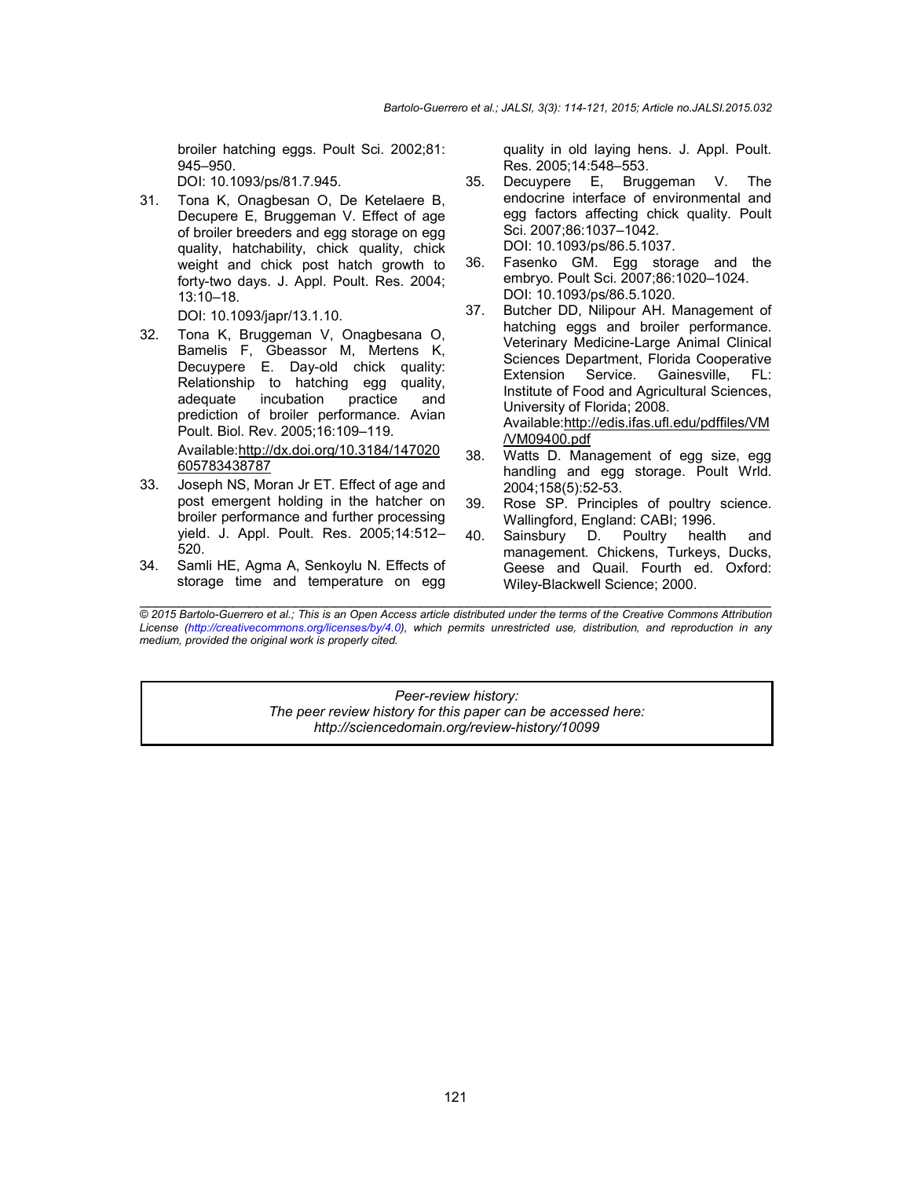broiler hatching eggs. Poult Sci. 2002;81: 945–950.
DOI: 10.1093/ps/81.7.945.

31. Tona K, Onagbesan O, De Ketelaere B, Decupere E, Bruggeman V. Effect of age of broiler breeders and egg storage on egg quality, hatchability, chick quality, chick weight and chick post hatch growth to forty-two days. J. Appl. Poult. Res. 2004; 13:10–18.
DOI: 10.1093/japr/13.1.10.

32. Tona K, Bruggeman V, Onagbesana O, Bamelis F, Gbeassor M, Mertens K, Decuypere E. Day-old chick quality: Relationship to hatching egg quality, adequate incubation practice and prediction of broiler performance. Avian Poult. Biol. Rev. 2005;16:109–119.
Available:http://dx.doi.org/10.3184/147020605783438787

33. Joseph NS, Moran Jr ET. Effect of age and post emergent holding in the hatcher on broiler performance and further processing yield. J. Appl. Poult. Res. 2005;14:512–520.

34. Samli HE, Agma A, Senkoylu N. Effects of storage time and temperature on egg quality in old laying hens. J. Appl. Poult. Res. 2005;14:548–553.

35. Decuypere E, Bruggeman V. The endocrine interface of environmental and egg factors affecting chick quality. Poult Sci. 2007;86:1037–1042.
DOI: 10.1093/ps/86.5.1037.

36. Fasenko GM. Egg storage and the embryo. Poult Sci. 2007;86:1020–1024.
DOI: 10.1093/ps/86.5.1020.

37. Butcher DD, Nilipour AH. Management of hatching eggs and broiler performance. Veterinary Medicine-Large Animal Clinical Sciences Department, Florida Cooperative Extension Service. Gainesville, FL: Institute of Food and Agricultural Sciences, University of Florida; 2008.
Available:http://edis.ifas.ufl.edu/pdffiles/VM/VM09400.pdf

38. Watts D. Management of egg size, egg handling and egg storage. Poult Wrld. 2004;158(5):52-53.

39. Rose SP. Principles of poultry science. Wallingford, England: CABI; 1996.

40. Sainsbury D. Poultry health and management. Chickens, Turkeys, Ducks, Geese and Quail. Fourth ed. Oxford: Wiley-Blackwell Science; 2000.

---

*© 2015 Bartolo-Guerrero et al.; This is an Open Access article distributed under the terms of the Creative Commons Attribution License (http://creativecommons.org/licenses/by/4.0), which permits unrestricted use, distribution, and reproduction in any medium, provided the original work is properly cited.*

*Peer-review history:*
*The peer review history for this paper can be accessed here:*
*http://sciencedomain.org/review-history/10099*